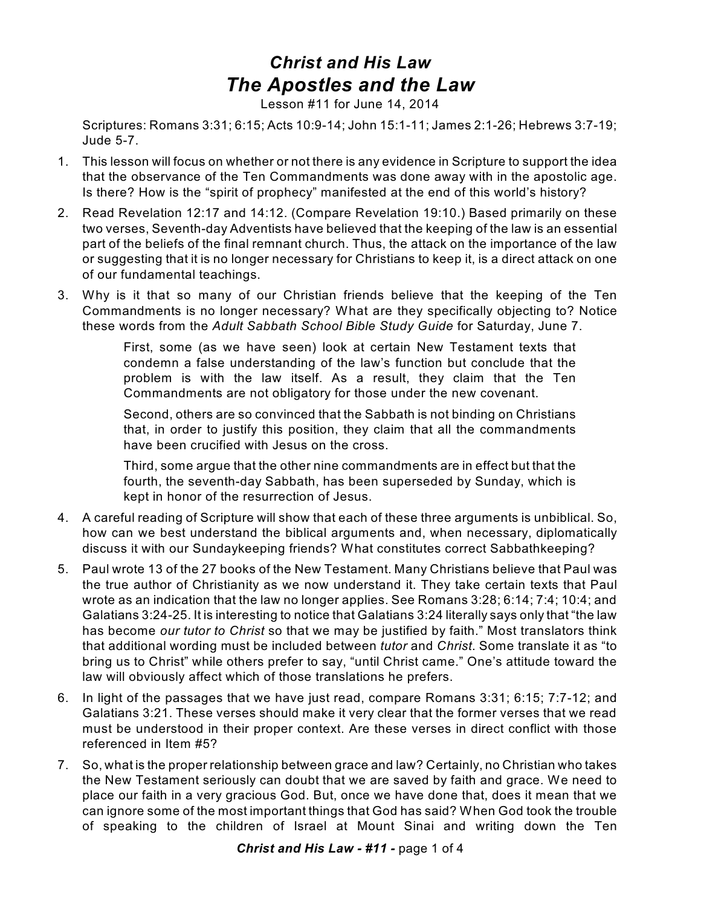# *Christ and His Law*

## *The Apostles and the Law*

Lesson #11 for June 14, 2014

Scriptures: Romans 3:31; 6:15; Acts 10:9-14; John 15:1-11; James 2:1-26; Hebrews 3:7-19; Jude 5-7.

1. This lesson will focus on whether or not there is any evidence in Scripture to support the idea that the observance of the Ten Commandments was done away with in the apostolic age. Is there? How is the "spirit of prophecy" manifested at the end of this world's history?

2. Read Revelation 12:17 and 14:12. (Compare Revelation 19:10.) Based primarily on these two verses, Seventh-day Adventists have believed that the keeping of the law is an essential part of the beliefs of the final remnant church. Thus, the attack on the importance of the law or suggesting that it is no longer necessary for Christians to keep it, is a direct attack on one of our fundamental teachings.

3. Why is it that so many of our Christian friends believe that the keeping of the Ten Commandments is no longer necessary? What are they specifically objecting to? Notice these words from the *Adult Sabbath School Bible Study Guide* for Saturday, June 7.

   > First, some (as we have seen) look at certain New Testament texts that condemn a false understanding of the law's function but conclude that the problem is with the law itself. As a result, they claim that the Ten Commandments are not obligatory for those under the new covenant.
   >
   > Second, others are so convinced that the Sabbath is not binding on Christians that, in order to justify this position, they claim that all the commandments have been crucified with Jesus on the cross.
   >
   > Third, some argue that the other nine commandments are in effect but that the fourth, the seventh-day Sabbath, has been superseded by Sunday, which is kept in honor of the resurrection of Jesus.

4. A careful reading of Scripture will show that each of these three arguments is unbiblical. So, how can we best understand the biblical arguments and, when necessary, diplomatically discuss it with our Sundaykeeping friends? What constitutes correct Sabbathkeeping?

5. Paul wrote 13 of the 27 books of the New Testament. Many Christians believe that Paul was the true author of Christianity as we now understand it. They take certain texts that Paul wrote as an indication that the law no longer applies. See Romans 3:28; 6:14; 7:4; 10:4; and Galatians 3:24-25. It is interesting to notice that Galatians 3:24 literally says only that "the law has become *our tutor to Christ* so that we may be justified by faith." Most translators think that additional wording must be included between *tutor* and *Christ*. Some translate it as "to bring us to Christ" while others prefer to say, "until Christ came." One's attitude toward the law will obviously affect which of those translations he prefers.

6. In light of the passages that we have just read, compare Romans 3:31; 6:15; 7:7-12; and Galatians 3:21. These verses should make it very clear that the former verses that we read must be understood in their proper context. Are these verses in direct conflict with those referenced in Item #5?

7. So, what is the proper relationship between grace and law? Certainly, no Christian who takes the New Testament seriously can doubt that we are saved by faith and grace. We need to place our faith in a very gracious God. But, once we have done that, does it mean that we can ignore some of the most important things that God has said? When God took the trouble of speaking to the children of Israel at Mount Sinai and writing down the Ten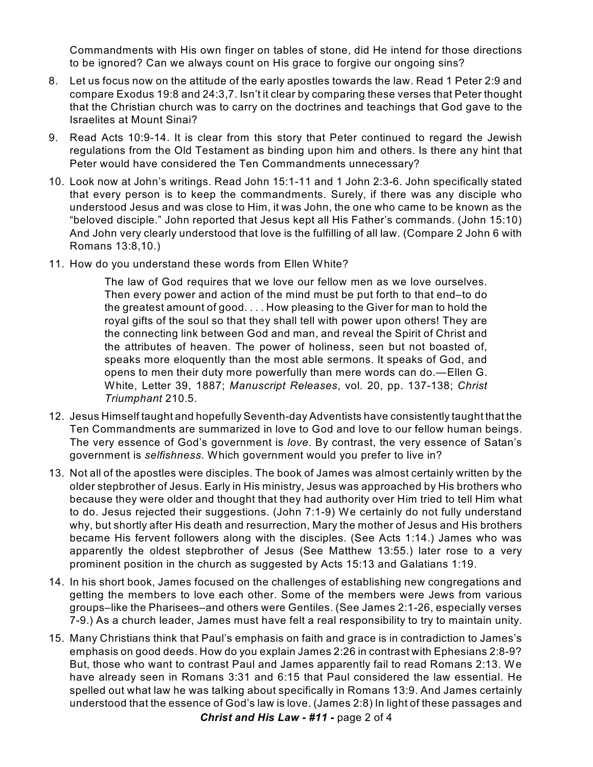Commandments with His own finger on tables of stone, did He intend for those directions to be ignored? Can we always count on His grace to forgive our ongoing sins?

8. Let us focus now on the attitude of the early apostles towards the law. Read 1 Peter 2:9 and compare Exodus 19:8 and 24:3,7. Isn't it clear by comparing these verses that Peter thought that the Christian church was to carry on the doctrines and teachings that God gave to the Israelites at Mount Sinai?

9. Read Acts 10:9-14. It is clear from this story that Peter continued to regard the Jewish regulations from the Old Testament as binding upon him and others. Is there any hint that Peter would have considered the Ten Commandments unnecessary?

10. Look now at John's writings. Read John 15:1-11 and 1 John 2:3-6. John specifically stated that every person is to keep the commandments. Surely, if there was any disciple who understood Jesus and was close to Him, it was John, the one who came to be known as the "beloved disciple." John reported that Jesus kept all His Father's commands. (John 15:10) And John very clearly understood that love is the fulfilling of all law. (Compare 2 John 6 with Romans 13:8,10.)

11. How do you understand these words from Ellen White?

    > The law of God requires that we love our fellow men as we love ourselves. Then every power and action of the mind must be put forth to that end–to do the greatest amount of good. . . . How pleasing to the Giver for man to hold the royal gifts of the soul so that they shall tell with power upon others! They are the connecting link between God and man, and reveal the Spirit of Christ and the attributes of heaven. The power of holiness, seen but not boasted of, speaks more eloquently than the most able sermons. It speaks of God, and opens to men their duty more powerfully than mere words can do.—Ellen G. White, Letter 39, 1887; *Manuscript Releases*, vol. 20, pp. 137-138; *Christ Triumphant* 210.5.

12. Jesus Himself taught and hopefully Seventh-day Adventists have consistently taught that the Ten Commandments are summarized in love to God and love to our fellow human beings. The very essence of God's government is *love*. By contrast, the very essence of Satan's government is *selfishness*. Which government would you prefer to live in?

13. Not all of the apostles were disciples. The book of James was almost certainly written by the older stepbrother of Jesus. Early in His ministry, Jesus was approached by His brothers who because they were older and thought that they had authority over Him tried to tell Him what to do. Jesus rejected their suggestions. (John 7:1-9) We certainly do not fully understand why, but shortly after His death and resurrection, Mary the mother of Jesus and His brothers became His fervent followers along with the disciples. (See Acts 1:14.) James who was apparently the oldest stepbrother of Jesus (See Matthew 13:55.) later rose to a very prominent position in the church as suggested by Acts 15:13 and Galatians 1:19.

14. In his short book, James focused on the challenges of establishing new congregations and getting the members to love each other. Some of the members were Jews from various groups–like the Pharisees–and others were Gentiles. (See James 2:1-26, especially verses 7-9.) As a church leader, James must have felt a real responsibility to try to maintain unity.

15. Many Christians think that Paul's emphasis on faith and grace is in contradiction to James's emphasis on good deeds. How do you explain James 2:26 in contrast with Ephesians 2:8-9? But, those who want to contrast Paul and James apparently fail to read Romans 2:13. We have already seen in Romans 3:31 and 6:15 that Paul considered the law essential. He spelled out what law he was talking about specifically in Romans 13:9. And James certainly understood that the essence of God's law is love. (James 2:8) In light of these passages and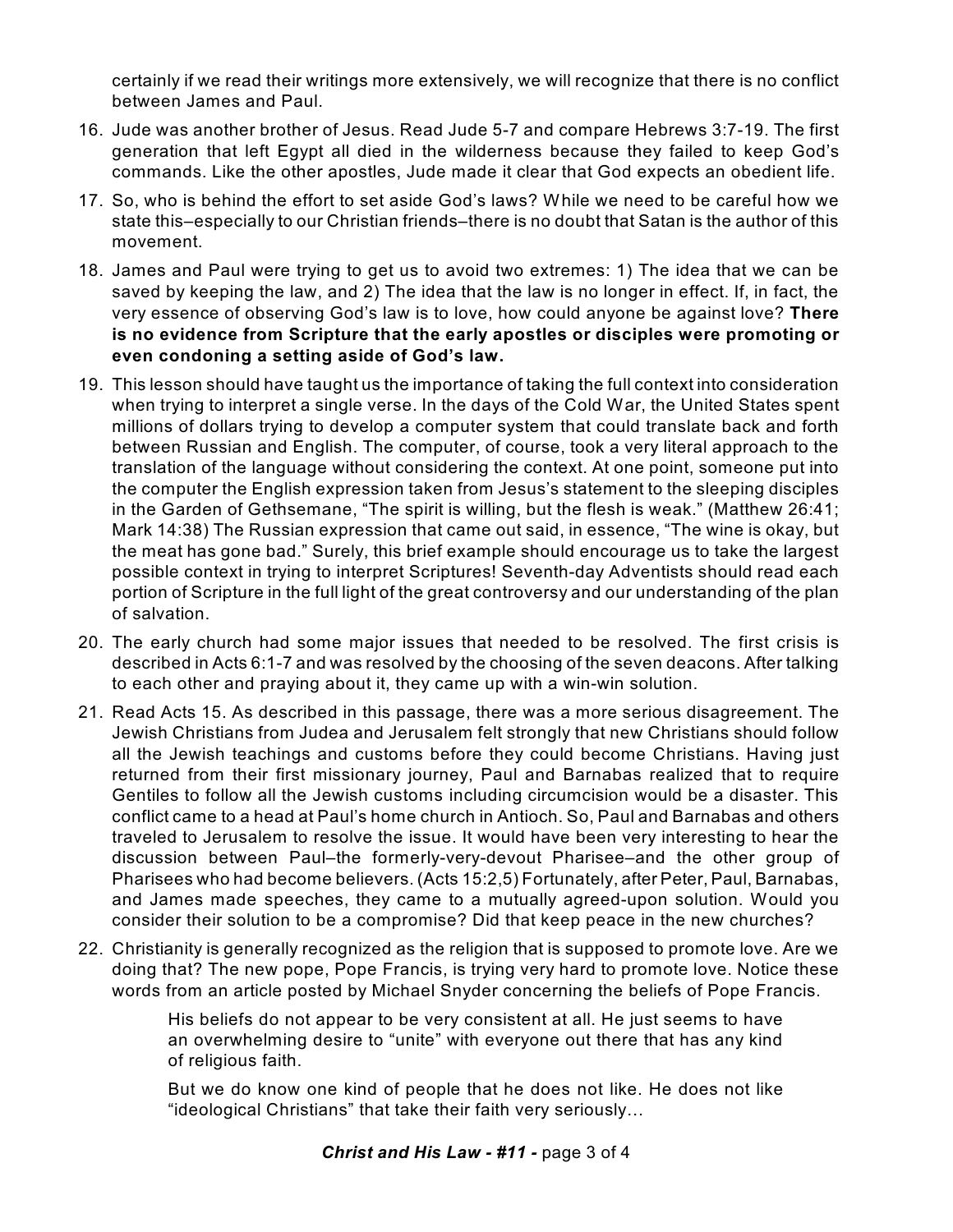certainly if we read their writings more extensively, we will recognize that there is no conflict between James and Paul.

16. Jude was another brother of Jesus. Read Jude 5-7 and compare Hebrews 3:7-19. The first generation that left Egypt all died in the wilderness because they failed to keep God's commands. Like the other apostles, Jude made it clear that God expects an obedient life.

17. So, who is behind the effort to set aside God's laws? While we need to be careful how we state this–especially to our Christian friends–there is no doubt that Satan is the author of this movement.

18. James and Paul were trying to get us to avoid two extremes: 1) The idea that we can be saved by keeping the law, and 2) The idea that the law is no longer in effect. If, in fact, the very essence of observing God's law is to love, how could anyone be against love? **There is no evidence from Scripture that the early apostles or disciples were promoting or even condoning a setting aside of God's law.**

19. This lesson should have taught us the importance of taking the full context into consideration when trying to interpret a single verse. In the days of the Cold War, the United States spent millions of dollars trying to develop a computer system that could translate back and forth between Russian and English. The computer, of course, took a very literal approach to the translation of the language without considering the context. At one point, someone put into the computer the English expression taken from Jesus's statement to the sleeping disciples in the Garden of Gethsemane, "The spirit is willing, but the flesh is weak." (Matthew 26:41; Mark 14:38) The Russian expression that came out said, in essence, "The wine is okay, but the meat has gone bad." Surely, this brief example should encourage us to take the largest possible context in trying to interpret Scriptures! Seventh-day Adventists should read each portion of Scripture in the full light of the great controversy and our understanding of the plan of salvation.

20. The early church had some major issues that needed to be resolved. The first crisis is described in Acts 6:1-7 and was resolved by the choosing of the seven deacons. After talking to each other and praying about it, they came up with a win-win solution.

21. Read Acts 15. As described in this passage, there was a more serious disagreement. The Jewish Christians from Judea and Jerusalem felt strongly that new Christians should follow all the Jewish teachings and customs before they could become Christians. Having just returned from their first missionary journey, Paul and Barnabas realized that to require Gentiles to follow all the Jewish customs including circumcision would be a disaster. This conflict came to a head at Paul's home church in Antioch. So, Paul and Barnabas and others traveled to Jerusalem to resolve the issue. It would have been very interesting to hear the discussion between Paul–the formerly-very-devout Pharisee–and the other group of Pharisees who had become believers. (Acts 15:2,5) Fortunately, after Peter, Paul, Barnabas, and James made speeches, they came to a mutually agreed-upon solution. Would you consider their solution to be a compromise? Did that keep peace in the new churches?

22. Christianity is generally recognized as the religion that is supposed to promote love. Are we doing that? The new pope, Pope Francis, is trying very hard to promote love. Notice these words from an article posted by Michael Snyder concerning the beliefs of Pope Francis.

    > His beliefs do not appear to be very consistent at all. He just seems to have an overwhelming desire to "unite" with everyone out there that has any kind of religious faith.
    >
    > But we do know one kind of people that he does not like. He does not like "ideological Christians" that take their faith very seriously…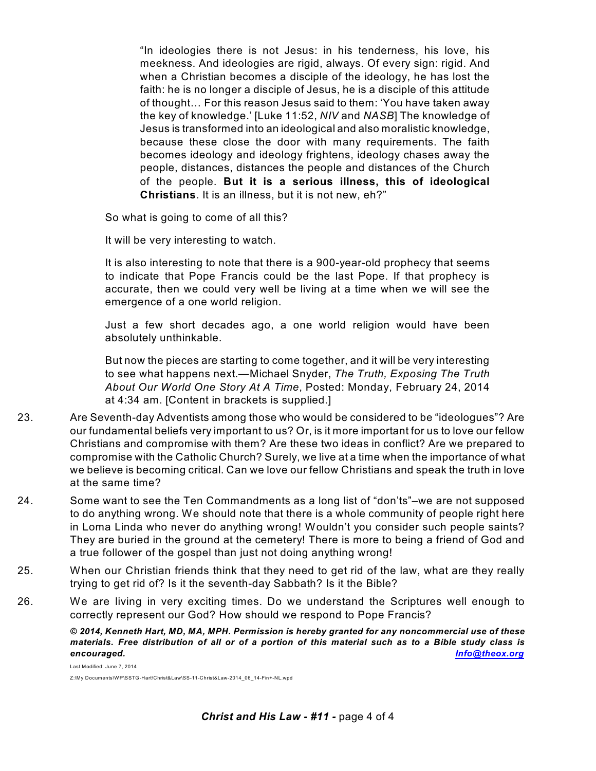> "In ideologies there is not Jesus: in his tenderness, his love, his meekness. And ideologies are rigid, always. Of every sign: rigid. And when a Christian becomes a disciple of the ideology, he has lost the faith: he is no longer a disciple of Jesus, he is a disciple of this attitude of thought… For this reason Jesus said to them: 'You have taken away the key of knowledge.' [Luke 11:52, *NIV* and *NASB*] The knowledge of Jesus is transformed into an ideological and also moralistic knowledge, because these close the door with many requirements. The faith becomes ideology and ideology frightens, ideology chases away the people, distances, distances the people and distances of the Church of the people. **But it is a serious illness, this of ideological Christians**. It is an illness, but it is not new, eh?"
>
> So what is going to come of all this?
>
> It will be very interesting to watch.
>
> It is also interesting to note that there is a 900-year-old prophecy that seems to indicate that Pope Francis could be the last Pope. If that prophecy is accurate, then we could very well be living at a time when we will see the emergence of a one world religion.
>
> Just a few short decades ago, a one world religion would have been absolutely unthinkable.
>
> But now the pieces are starting to come together, and it will be very interesting to see what happens next.—Michael Snyder, *The Truth, Exposing The Truth About Our World One Story At A Time*, Posted: Monday, February 24, 2014 at 4:34 am. [Content in brackets is supplied.]

23. Are Seventh-day Adventists among those who would be considered to be "ideologues"? Are our fundamental beliefs very important to us? Or, is it more important for us to love our fellow Christians and compromise with them? Are these two ideas in conflict? Are we prepared to compromise with the Catholic Church? Surely, we live at a time when the importance of what we believe is becoming critical. Can we love our fellow Christians and speak the truth in love at the same time?

24. Some want to see the Ten Commandments as a long list of "don'ts"–we are not supposed to do anything wrong. We should note that there is a whole community of people right here in Loma Linda who never do anything wrong! Wouldn't you consider such people saints? They are buried in the ground at the cemetery! There is more to being a friend of God and a true follower of the gospel than just not doing anything wrong!

25. When our Christian friends think that they need to get rid of the law, what are they really trying to get rid of? Is it the seventh-day Sabbath? Is it the Bible?

26. We are living in very exciting times. Do we understand the Scriptures well enough to correctly represent our God? How should we respond to Pope Francis?

***© 2014, Kenneth Hart, MD, MA, MPH. Permission is hereby granted for any noncommercial use of these materials. Free distribution of all or of a portion of this material such as to a Bible study class is encouraged.*** ***Info@theox.org***

Last Modified: June 7, 2014

Z:\My Documents\WP\SSTG-Hart\Christ&Law\SS-11-Christ&Law-2014_06_14-Fin+-NL.wpd